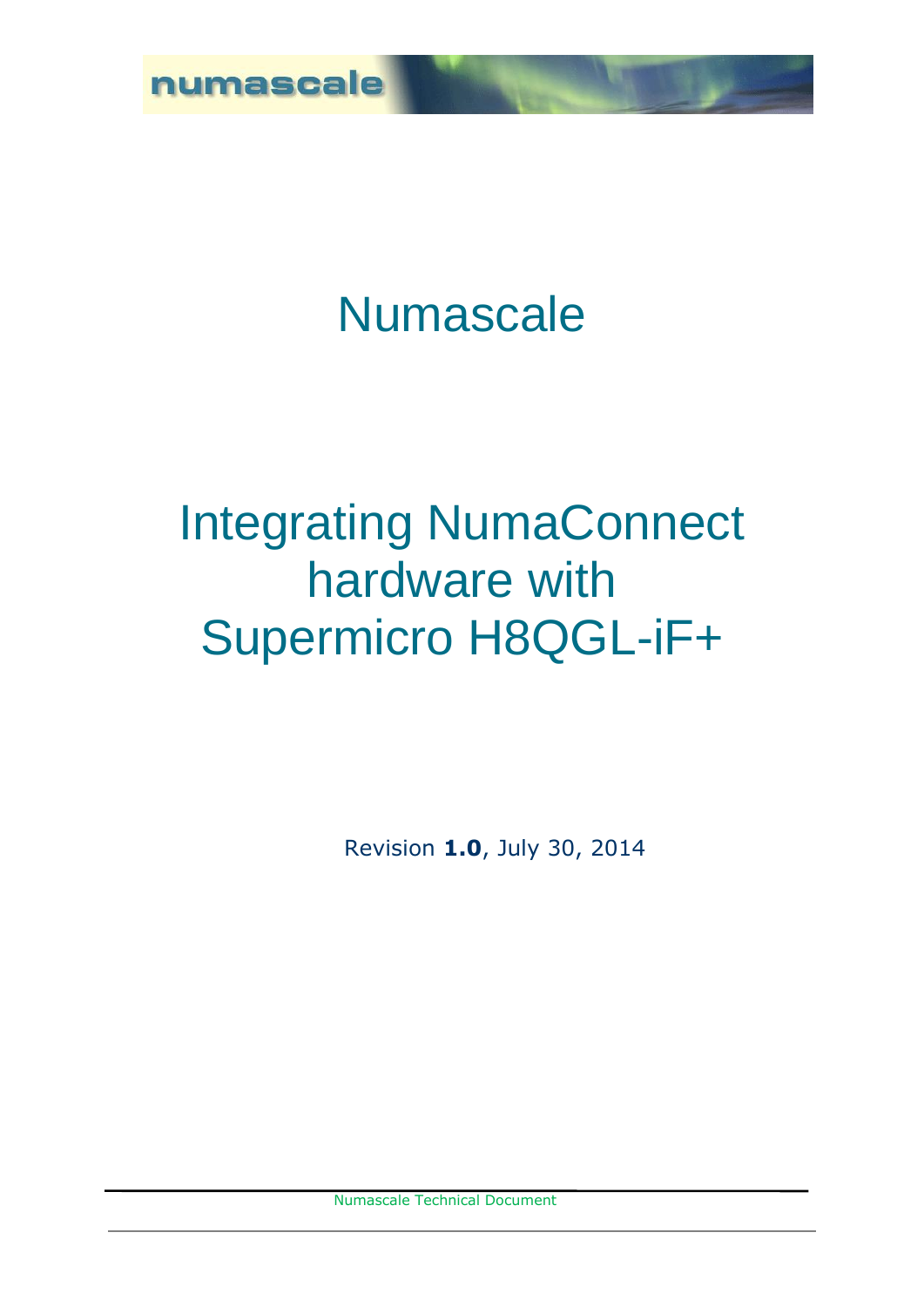# Numascale

# Integrating NumaConnect hardware with Supermicro H8QGL-iF+

Revision **1.0**, July 30, 2014

Numascale Technical Document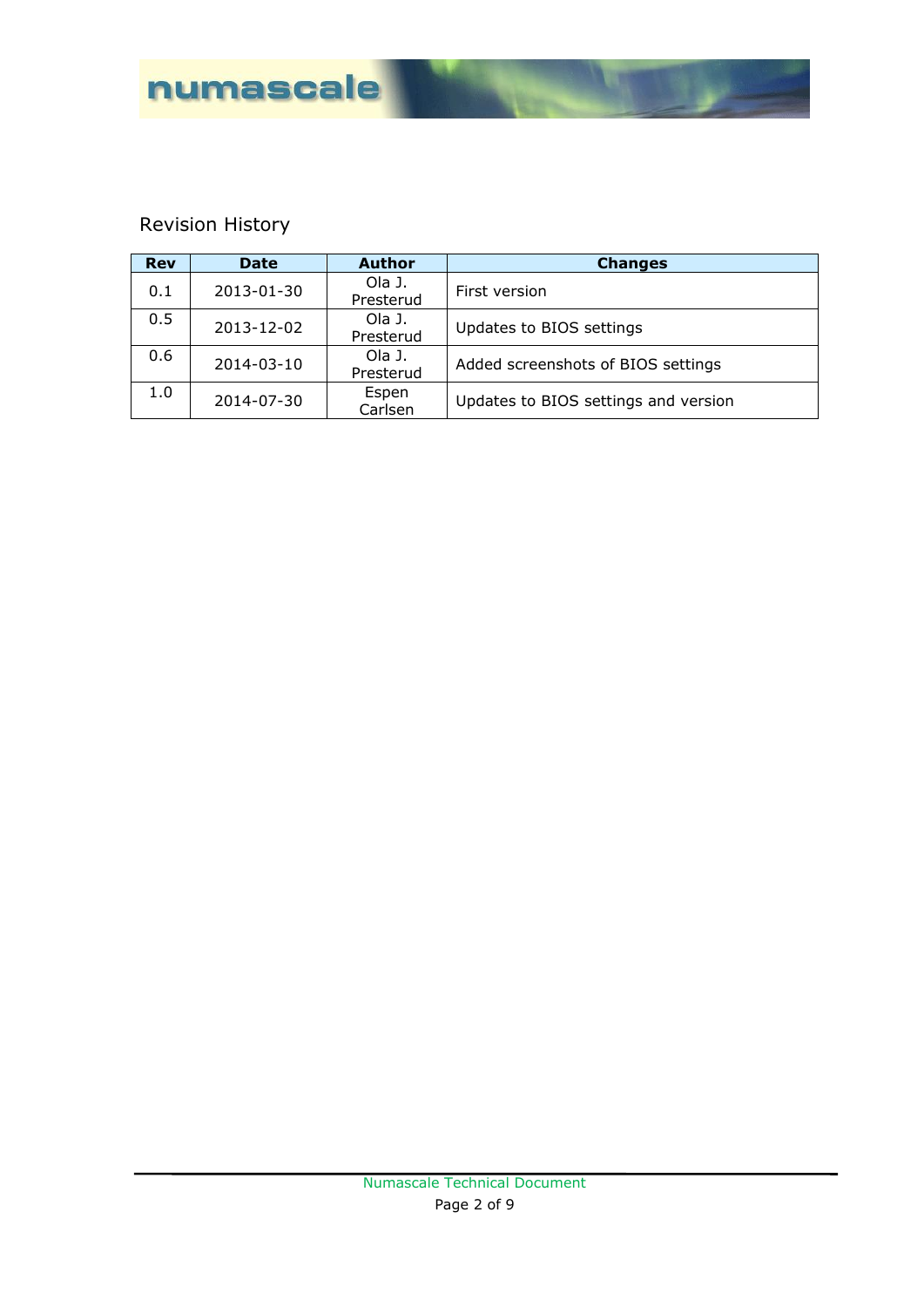## Revision History

| Rev | Date | Author | Changes |
|---|---|---|---|
| 0.1 | 2013-01-30 | Ola J. Presterud | First version |
| 0.5 | 2013-12-02 | Ola J. Presterud | Updates to BIOS settings |
| 0.6 | 2014-03-10 | Ola J. Presterud | Added screenshots of BIOS settings |
| 1.0 | 2014-07-30 | Espen Carlsen | Updates to BIOS settings and version |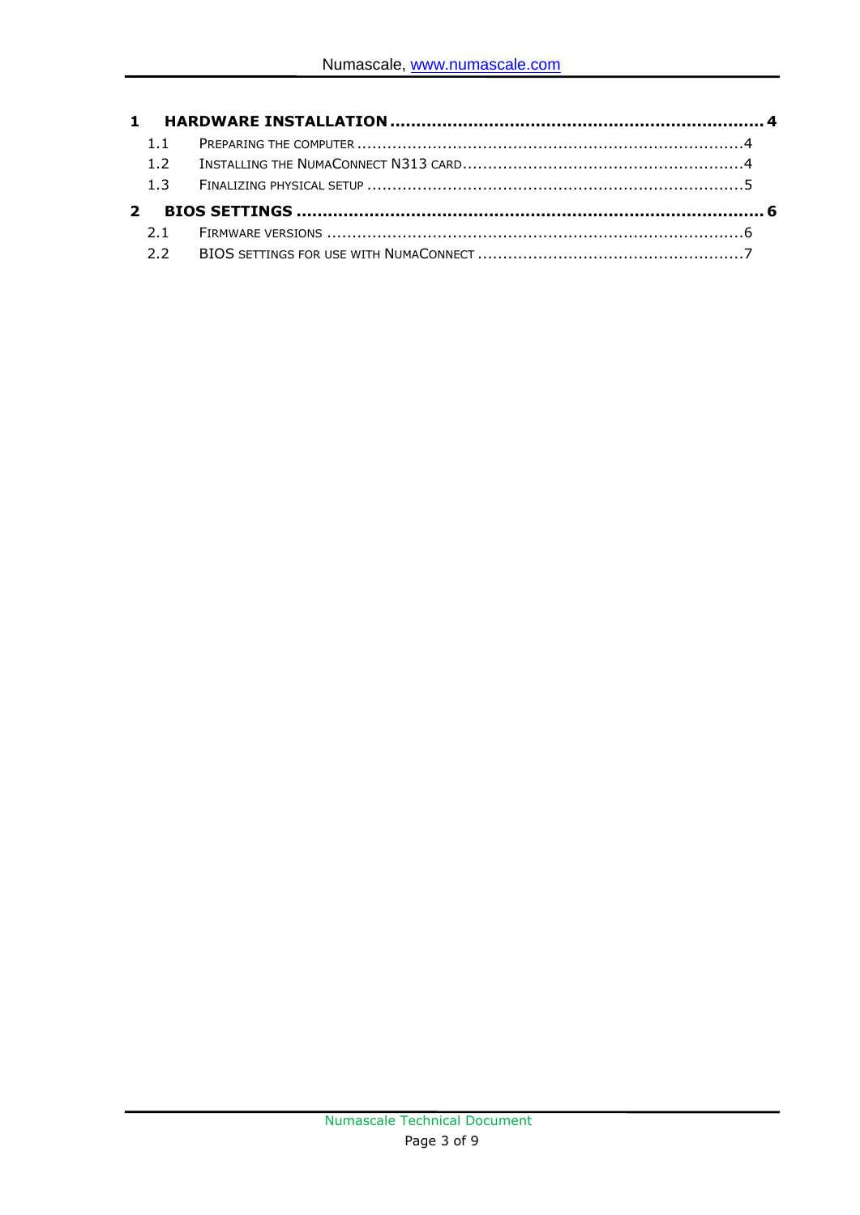**1 HARDWARE INSTALLATION ..................................................................... 4**

1.1 PREPARING THE COMPUTER ........................................................................... 4

1.2 INSTALLING THE NUMACONNECT N313 CARD .................................................... 4

1.3 FINALIZING PHYSICAL SETUP ......................................................................... 5

**2 BIOS SETTINGS ..................................................................................... 6**

2.1 FIRMWARE VERSIONS .................................................................................. 6

2.2 BIOS SETTINGS FOR USE WITH NUMACONNECT ................................................. 7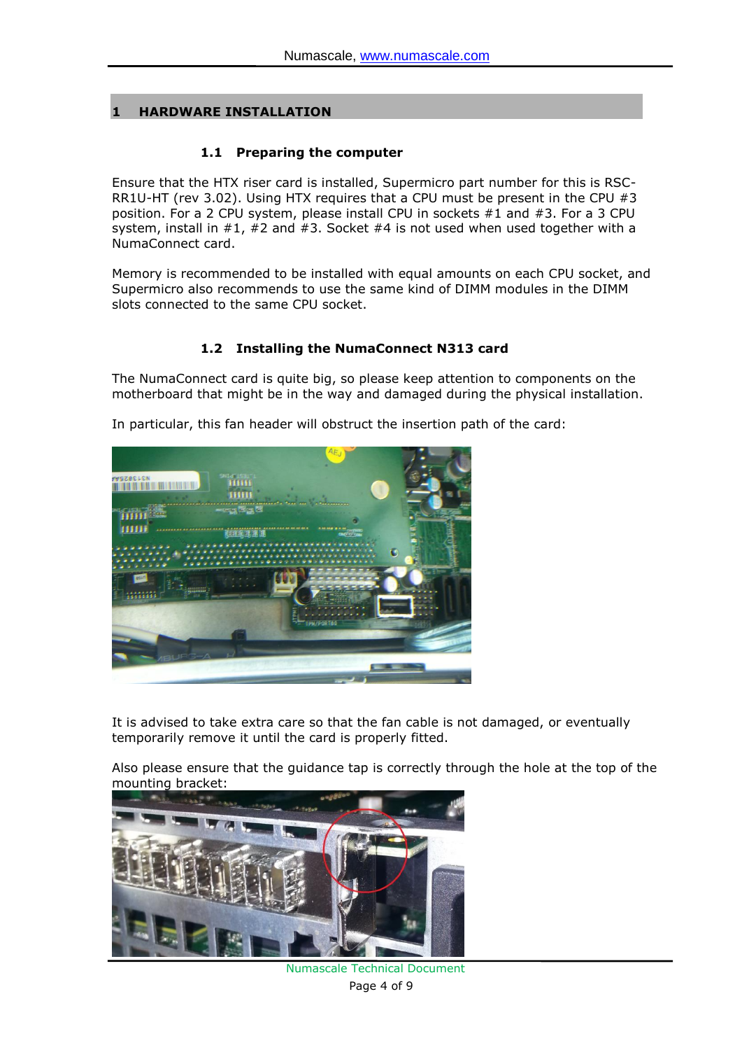# 1 HARDWARE INSTALLATION

## 1.1 Preparing the computer

Ensure that the HTX riser card is installed, Supermicro part number for this is RSC-RR1U-HT (rev 3.02). Using HTX requires that a CPU must be present in the CPU #3 position. For a 2 CPU system, please install CPU in sockets #1 and #3. For a 3 CPU system, install in #1, #2 and #3. Socket #4 is not used when used together with a NumaConnect card.

Memory is recommended to be installed with equal amounts on each CPU socket, and Supermicro also recommends to use the same kind of DIMM modules in the DIMM slots connected to the same CPU socket.

## 1.2 Installing the NumaConnect N313 card

The NumaConnect card is quite big, so please keep attention to components on the motherboard that might be in the way and damaged during the physical installation.

In particular, this fan header will obstruct the insertion path of the card:

It is advised to take extra care so that the fan cable is not damaged, or eventually temporarily remove it until the card is properly fitted.

Also please ensure that the guidance tap is correctly through the hole at the top of the mounting bracket: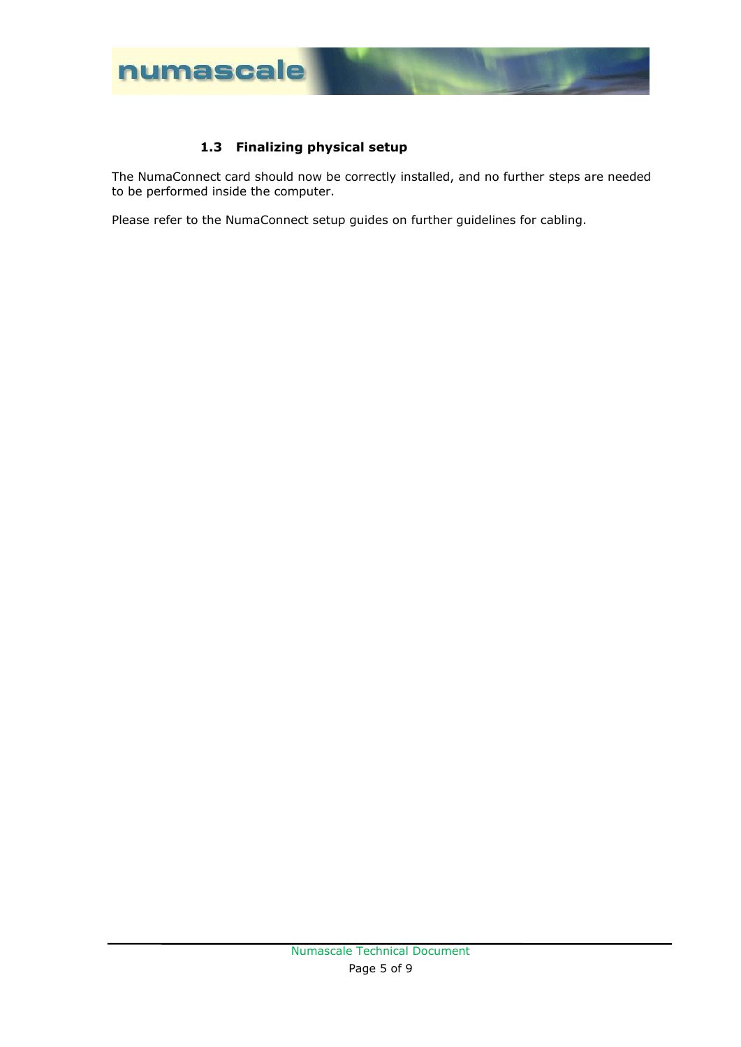### 1.3 Finalizing physical setup

The NumaConnect card should now be correctly installed, and no further steps are needed to be performed inside the computer.

Please refer to the NumaConnect setup guides on further guidelines for cabling.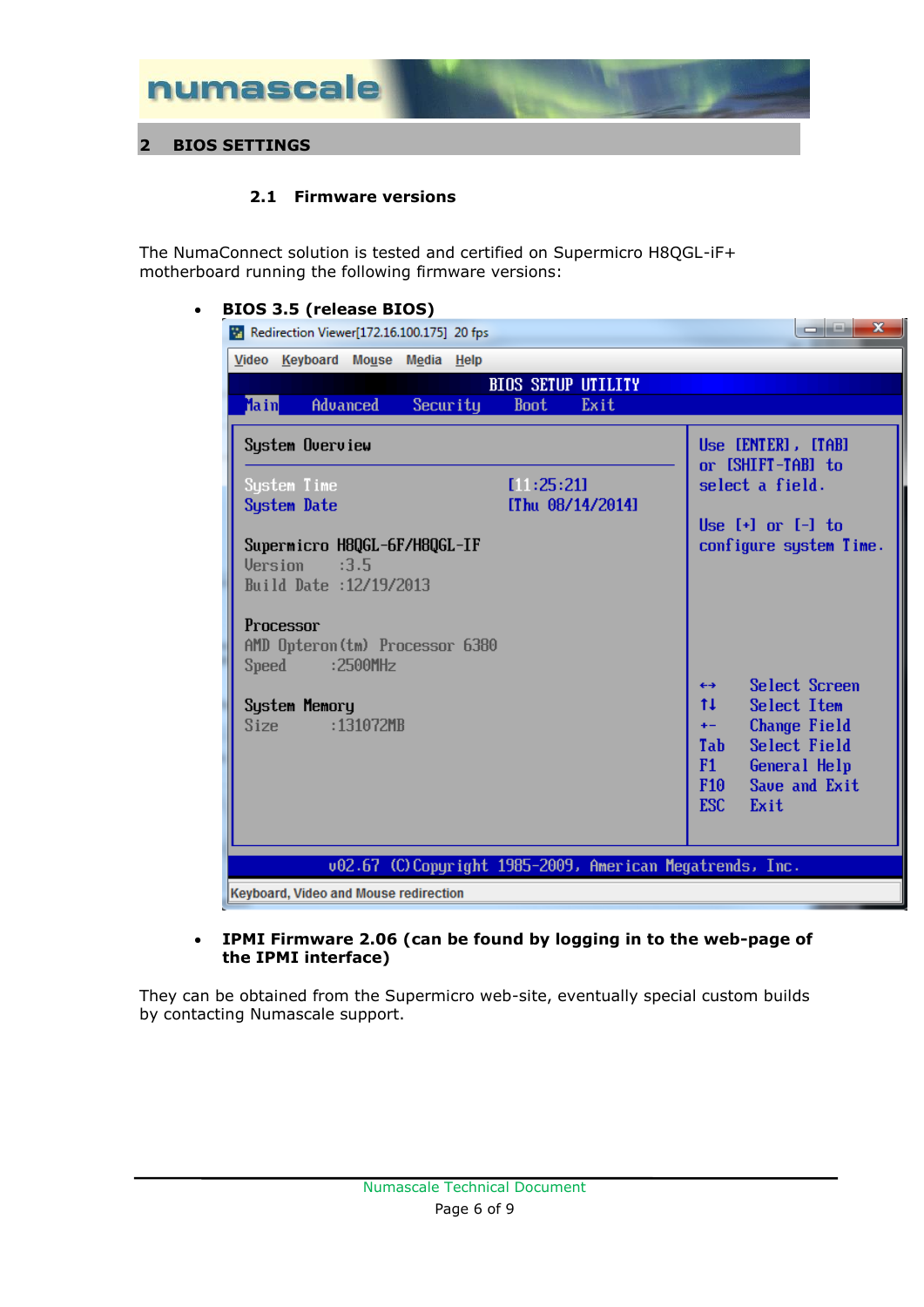## 2 BIOS SETTINGS

### 2.1 Firmware versions

The NumaConnect solution is tested and certified on Supermicro H8QGL-iF+ motherboard running the following firmware versions:

- **BIOS 3.5 (release BIOS)**

```
Redirection Viewer[172.16.100.175] 20 fps
Video  Keyboard  Mouse  Media  Help

                         BIOS SETUP UTILITY
 Main    Advanced    Security    Boot    Exit

 System Overview                              Use [ENTER], [TAB]
                                              or [SHIFT-TAB] to
 System Time              [11:25:21]          select a field.
 System Date              [Thu 08/14/2014]
                                              Use [+] or [-] to
 Supermicro H8QGL-6F/H8QGL-IF                 configure system Time.
 Version      :3.5
 Build Date  :12/19/2013

 Processor
 AMD Opteron(tm) Processor 6380
 Speed        :2500MHz                        ↔    Select Screen
                                              ↑↓   Select Item
 System Memory                                +-   Change Field
 Size         :131072MB                       Tab  Select Field
                                              F1   General Help
                                              F10  Save and Exit
                                              ESC  Exit

       v02.67 (C)Copyright 1985-2009, American Megatrends, Inc.
Keyboard, Video and Mouse redirection
```

- **IPMI Firmware 2.06 (can be found by logging in to the web-page of the IPMI interface)**

They can be obtained from the Supermicro web-site, eventually special custom builds by contacting Numascale support.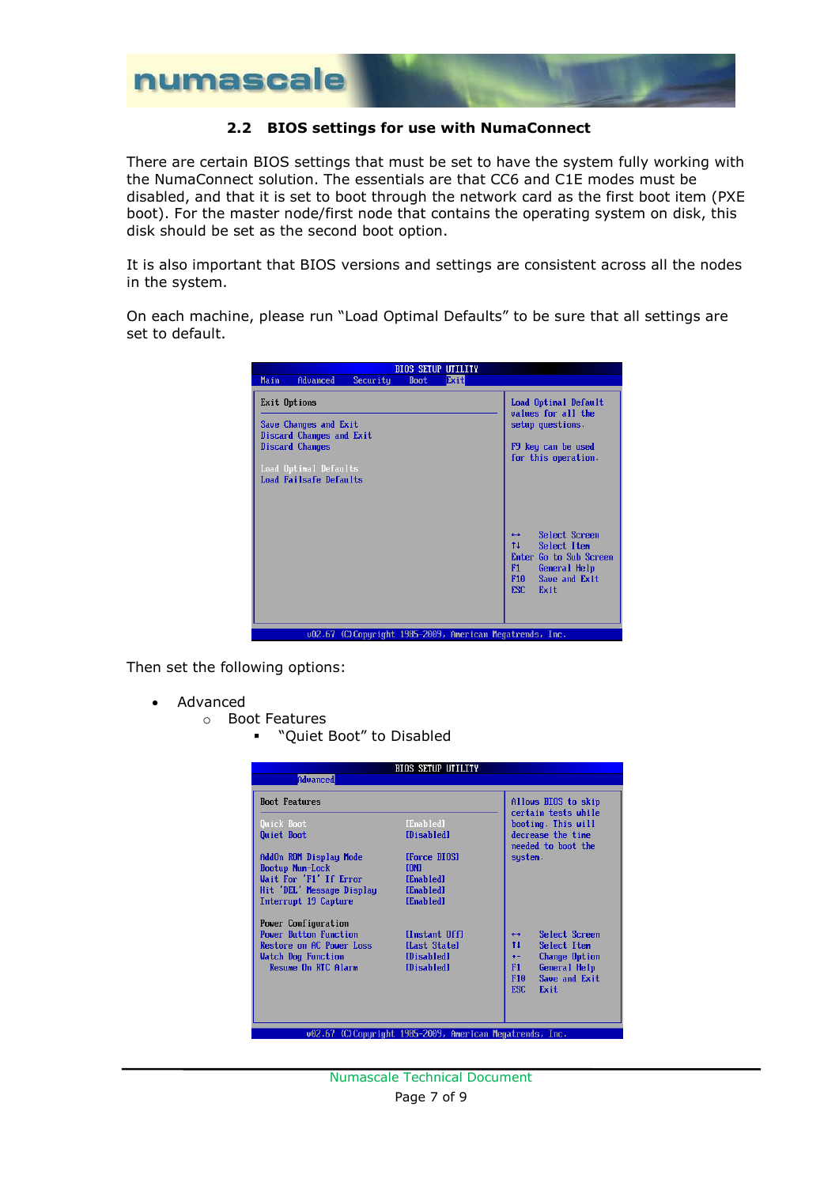### 2.2 BIOS settings for use with NumaConnect

There are certain BIOS settings that must be set to have the system fully working with the NumaConnect solution. The essentials are that CC6 and C1E modes must be disabled, and that it is set to boot through the network card as the first boot item (PXE boot). For the master node/first node that contains the operating system on disk, this disk should be set as the second boot option.

It is also important that BIOS versions and settings are consistent across all the nodes in the system.

On each machine, please run "Load Optimal Defaults" to be sure that all settings are set to default.

```
                         BIOS SETUP UTILITY
 Main    Advanced    Security    Boot    Exit
 Exit Options                              Load Optimal Default
                                           values for all the
 Save Changes and Exit                     setup questions.
 Discard Changes and Exit
 Discard Changes                           F9 key can be used
                                           for this operation.
 Load Optimal Defaults
 Load Failsafe Defaults

                                           ↔     Select Screen
                                           ↑↓    Select Item
                                           Enter Go to Sub Screen
                                           F1    General Help
                                           F10   Save and Exit
                                           ESC   Exit
        v02.67 (C)Copyright 1985-2009, American Megatrends, Inc.
```

Then set the following options:

- Advanced
  - Boot Features
    - "Quiet Boot" to Disabled

```
                         BIOS SETUP UTILITY
          Advanced
 Boot Features                             Allows BIOS to skip
                                           certain tests while
 Quick Boot                [Enabled]       booting. This will
 Quiet Boot                [Disabled]      decrease the time
                                           needed to boot the
 AddOn ROM Display Mode    [Force BIOS]    system.
 Bootup Num-Lock           [ON]
 Wait For 'F1' If Error    [Enabled]
 Hit 'DEL' Message Display [Enabled]
 Interrupt 19 Capture      [Enabled]

 Power Configuration
 Power Button Function     [Instant Off]   ↔     Select Screen
 Restore on AC Power Loss  [Last State]    ↑↓    Select Item
 Watch Dog Function        [Disabled]      +-    Change Option
   Resume On RTC Alarm     [Disabled]      F1    General Help
                                           F10   Save and Exit
                                           ESC   Exit
        v02.67 (C)Copyright 1985-2009, American Megatrends, Inc.
```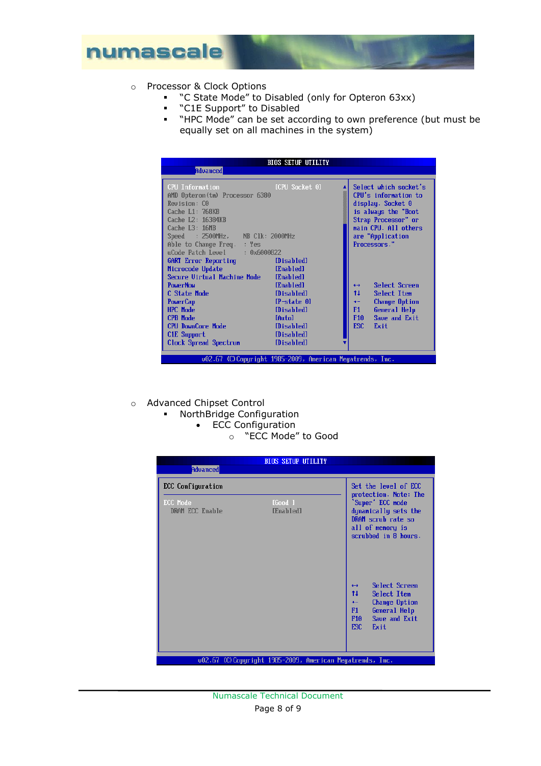- Processor & Clock Options
    - "C State Mode" to Disabled (only for Opteron 63xx)
    - "C1E Support" to Disabled
    - "HPC Mode" can be set according to own preference (but must be equally set on all machines in the system)

```
BIOS SETUP UTILITY
Advanced

CPU Information                     [CPU Socket 0]     Select which socket's
AMD Opteron(tm) Processor 6380                         CPU's information to
Revision: C0                                           display. Socket 0
Cache L1: 768KB                                        is always the "Boot
Cache L2: 16384KB                                      Strap Processor" or
Cache L3: 16MB                                         main CPU. All others
Speed    : 2500MHz,    NB Clk: 2000MHz                 are "Application
Able to Change Freq.    : Yes                          Processors."
uCode Patch Level       : 0x6000822
GART Error Reporting                [Disabled]
Microcode Update                    [Enabled]
Secure Virtual Machine Mode         [Enabled]
PowerNow                            [Enabled]          ↔    Select Screen
C State Mode                        [Disabled]         ↑↓   Select Item
PowerCap                            [P-state 0]        +-   Change Option
HPC Mode                            [Disabled]         F1   General Help
CPB Mode                            [Auto]             F10  Save and Exit
CPU DownCore Mode                   [Disabled]         ESC  Exit
C1E Support                         [Disabled]
Clock Spread Spectrum               [Disabled]

v02.67 (C)Copyright 1985-2009, American Megatrends, Inc.
```

- Advanced Chipset Control
    - NorthBridge Configuration
        - ECC Configuration
            - "ECC Mode" to Good

```
BIOS SETUP UTILITY
Advanced

ECC Configuration                                      Set the level of ECC
                                                       protection. Note: The
ECC Mode                            [Good ]            'Super' ECC mode
  DRAM ECC Enable                   [Enabled]          dynamically sets the
                                                       DRAM scrub rate so
                                                       all of memory is
                                                       scrubbed in 8 hours.

                                                       ↔    Select Screen
                                                       ↑↓   Select Item
                                                       +-   Change Option
                                                       F1   General Help
                                                       F10  Save and Exit
                                                       ESC  Exit

v02.67 (C)Copyright 1985-2009, American Megatrends, Inc.
```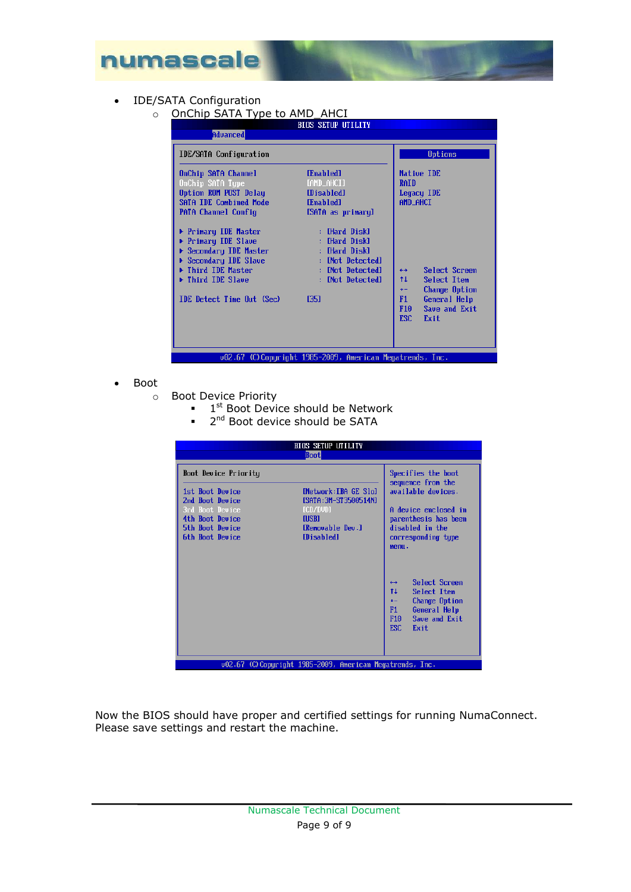- IDE/SATA Configuration
  - OnChip SATA Type to AMD_AHCI

```
                         BIOS SETUP UTILITY
 Advanced
 IDE/SATA Configuration                               Options

 OnChip SATA Channel          [Enabled]               Native IDE
 OnChip SATA Type             [AMD_AHCI]              RAID
 Option ROM POST Delay        [Disabled]              Legacy IDE
 SATA IDE Combined Mode       [Enabled]               AMD_AHCI
 PATA Channel Config          [SATA as primary]

 ▶ Primary IDE Master          : [Hard Disk]
 ▶ Primary IDE Slave           : [Hard Disk]
 ▶ Secondary IDE Master        : [Hard Disk]
 ▶ Secondary IDE Slave         : [Not Detected]
 ▶ Third IDE Master            : [Not Detected]      ↔    Select Screen
 ▶ Third IDE Slave             : [Not Detected]      ↑↓   Select Item
                                                     +-   Change Option
 IDE Detect Time Out (Sec)    [35]                   F1   General Help
                                                     F10  Save and Exit
                                                     ESC  Exit

       v02.67 (C)Copyright 1985-2009, American Megatrends, Inc.
```

- Boot
  - Boot Device Priority
    - 1st Boot Device should be Network
    - 2nd Boot device should be SATA

```
                         BIOS SETUP UTILITY
                               Boot
 Boot Device Priority                            Specifies the boot
                                                 sequence from the
 1st Boot Device          [Network:IBA GE Slo]   available devices.
 2nd Boot Device          [SATA:3M-ST3500514N]
 3rd Boot Device          [CD/DVD]               A device enclosed in
 4th Boot Device          [USB]                  parenthesis has been
 5th Boot Device          [Removable Dev.]       disabled in the
 6th Boot Device          [Disabled]             corresponding type
                                                 menu.

                                                 ↔    Select Screen
                                                 ↑↓   Select Item
                                                 +-   Change Option
                                                 F1   General Help
                                                 F10  Save and Exit
                                                 ESC  Exit

       v02.67 (C)Copyright 1985-2009, American Megatrends, Inc.
```

Now the BIOS should have proper and certified settings for running NumaConnect. Please save settings and restart the machine.